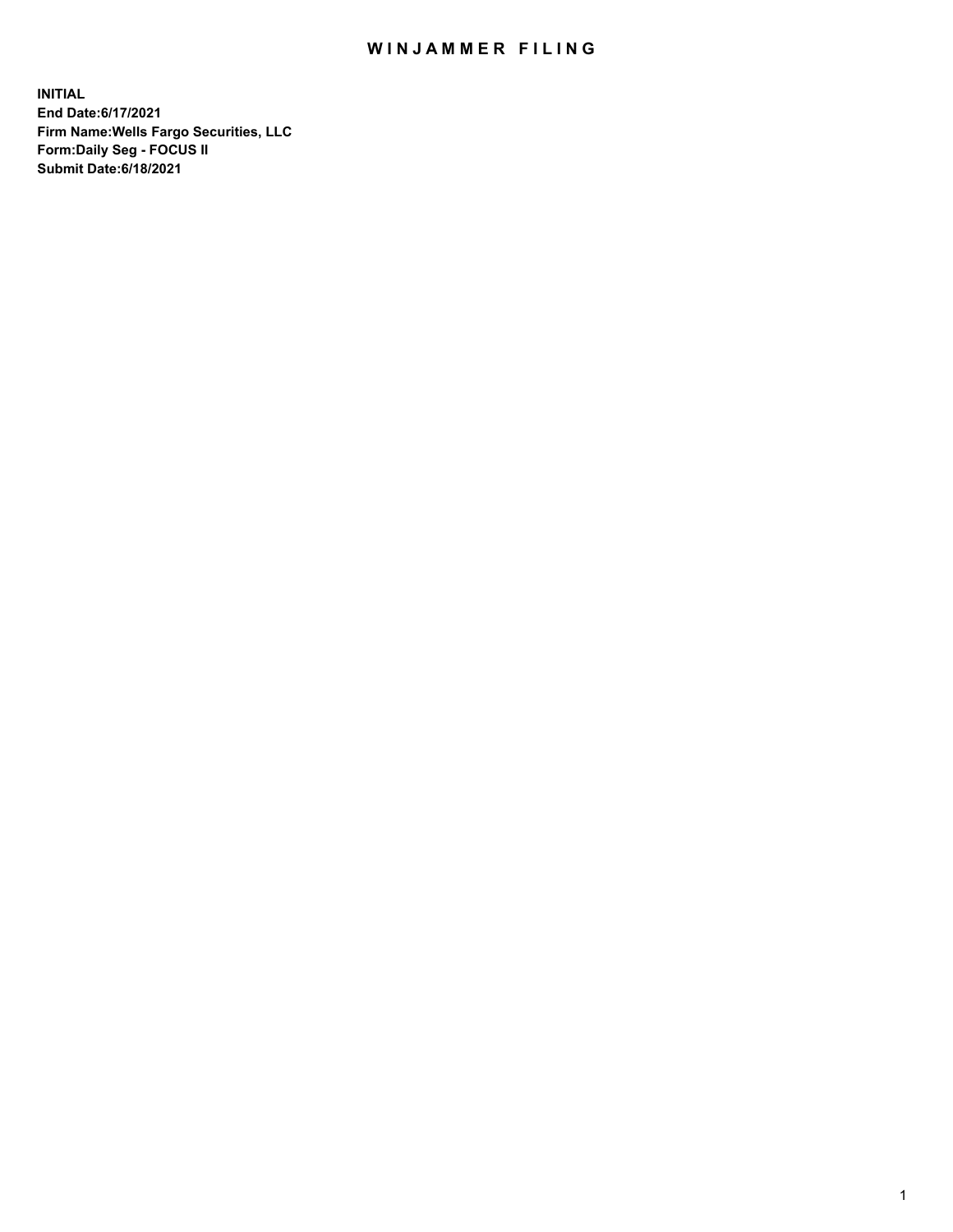# WINJAMMER FILING

**INITIAL**
**End Date:6/17/2021**
**Firm Name:Wells Fargo Securities, LLC**
**Form:Daily Seg - FOCUS II**
**Submit Date:6/18/2021**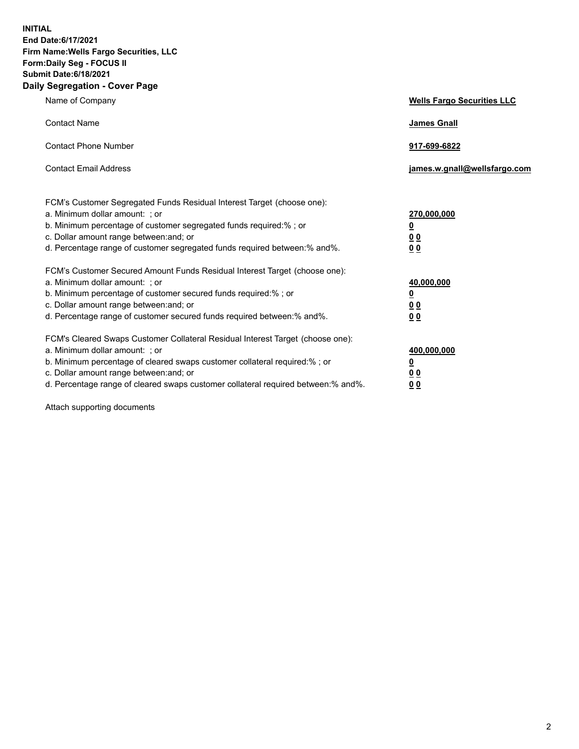**INITIAL**
**End Date:6/17/2021**
**Firm Name:Wells Fargo Securities, LLC**
**Form:Daily Seg - FOCUS II**
**Submit Date:6/18/2021**

## Daily Segregation - Cover Page

| | |
|---|---|
| Name of Company | **Wells Fargo Securities LLC** |
| Contact Name | **James Gnall** |
| Contact Phone Number | **917-699-6822** |
| Contact Email Address | **james.w.gnall@wellsfargo.com** |
| | |
| FCM's Customer Segregated Funds Residual Interest Target (choose one): | |
| a. Minimum dollar amount: ; or | **270,000,000** |
| b. Minimum percentage of customer segregated funds required:% ; or | **0** |
| c. Dollar amount range between:and; or | **0 0** |
| d. Percentage range of customer segregated funds required between:% and%. | **0 0** |
| | |
| FCM's Customer Secured Amount Funds Residual Interest Target (choose one): | |
| a. Minimum dollar amount: ; or | **40,000,000** |
| b. Minimum percentage of customer secured funds required:% ; or | **0** |
| c. Dollar amount range between:and; or | **0 0** |
| d. Percentage range of customer secured funds required between:% and%. | **0 0** |
| | |
| FCM's Cleared Swaps Customer Collateral Residual Interest Target (choose one): | |
| a. Minimum dollar amount: ; or | **400,000,000** |
| b. Minimum percentage of cleared swaps customer collateral required:% ; or | **0** |
| c. Dollar amount range between:and; or | **0 0** |
| d. Percentage range of cleared swaps customer collateral required between:% and%. | **0 0** |

Attach supporting documents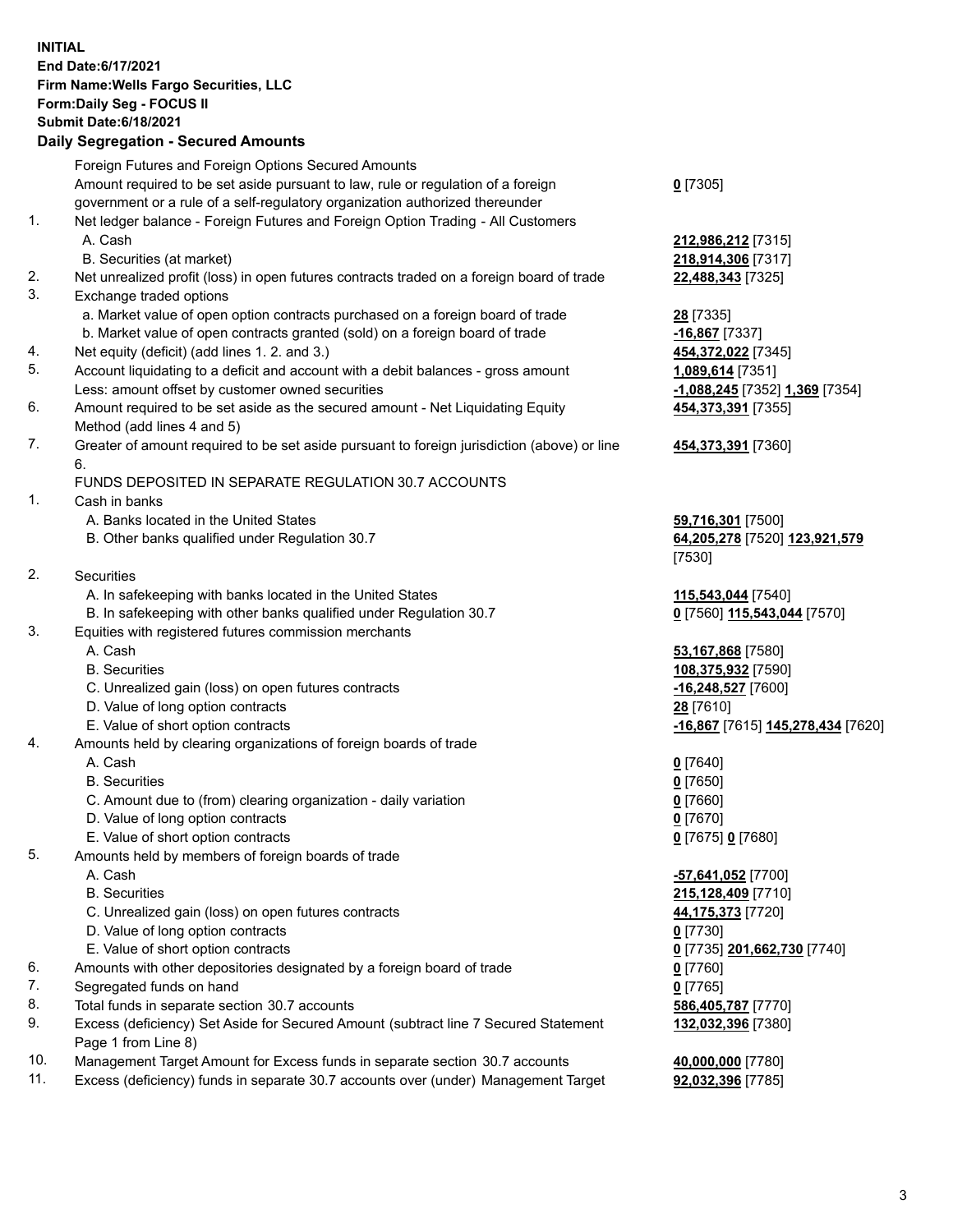**INITIAL**
**End Date:6/17/2021**
**Firm Name:Wells Fargo Securities, LLC**
**Form:Daily Seg - FOCUS II**
**Submit Date:6/18/2021**

## Daily Segregation - Secured Amounts

| | | |
|---|---|---|
| | Foreign Futures and Foreign Options Secured Amounts | |
| | Amount required to be set aside pursuant to law, rule or regulation of a foreign government or a rule of a self-regulatory organization authorized thereunder | **0** [7305] |
| 1. | Net ledger balance - Foreign Futures and Foreign Option Trading - All Customers | |
| | A. Cash | **212,986,212** [7315] |
| | B. Securities (at market) | **218,914,306** [7317] |
| 2. | Net unrealized profit (loss) in open futures contracts traded on a foreign board of trade | **22,488,343** [7325] |
| 3. | Exchange traded options | |
| | a. Market value of open option contracts purchased on a foreign board of trade | **28** [7335] |
| | b. Market value of open contracts granted (sold) on a foreign board of trade | **-16,867** [7337] |
| 4. | Net equity (deficit) (add lines 1. 2. and 3.) | **454,372,022** [7345] |
| 5. | Account liquidating to a deficit and account with a debit balances - gross amount | **1,089,614** [7351] |
| | Less: amount offset by customer owned securities | **-1,088,245** [7352] **1,369** [7354] |
| 6. | Amount required to be set aside as the secured amount - Net Liquidating Equity Method (add lines 4 and 5) | **454,373,391** [7355] |
| 7. | Greater of amount required to be set aside pursuant to foreign jurisdiction (above) or line 6. | **454,373,391** [7360] |
| | FUNDS DEPOSITED IN SEPARATE REGULATION 30.7 ACCOUNTS | |
| 1. | Cash in banks | |
| | A. Banks located in the United States | **59,716,301** [7500] |
| | B. Other banks qualified under Regulation 30.7 | **64,205,278** [7520] **123,921,579** [7530] |
| 2. | Securities | |
| | A. In safekeeping with banks located in the United States | **115,543,044** [7540] |
| | B. In safekeeping with other banks qualified under Regulation 30.7 | **0** [7560] **115,543,044** [7570] |
| 3. | Equities with registered futures commission merchants | |
| | A. Cash | **53,167,868** [7580] |
| | B. Securities | **108,375,932** [7590] |
| | C. Unrealized gain (loss) on open futures contracts | **-16,248,527** [7600] |
| | D. Value of long option contracts | **28** [7610] |
| | E. Value of short option contracts | **-16,867** [7615] **145,278,434** [7620] |
| 4. | Amounts held by clearing organizations of foreign boards of trade | |
| | A. Cash | **0** [7640] |
| | B. Securities | **0** [7650] |
| | C. Amount due to (from) clearing organization - daily variation | **0** [7660] |
| | D. Value of long option contracts | **0** [7670] |
| | E. Value of short option contracts | **0** [7675] **0** [7680] |
| 5. | Amounts held by members of foreign boards of trade | |
| | A. Cash | **-57,641,052** [7700] |
| | B. Securities | **215,128,409** [7710] |
| | C. Unrealized gain (loss) on open futures contracts | **44,175,373** [7720] |
| | D. Value of long option contracts | **0** [7730] |
| | E. Value of short option contracts | **0** [7735] **201,662,730** [7740] |
| 6. | Amounts with other depositories designated by a foreign board of trade | **0** [7760] |
| 7. | Segregated funds on hand | **0** [7765] |
| 8. | Total funds in separate section 30.7 accounts | **586,405,787** [7770] |
| 9. | Excess (deficiency) Set Aside for Secured Amount (subtract line 7 Secured Statement Page 1 from Line 8) | **132,032,396** [7380] |
| 10. | Management Target Amount for Excess funds in separate section 30.7 accounts | **40,000,000** [7780] |
| 11. | Excess (deficiency) funds in separate 30.7 accounts over (under) Management Target | **92,032,396** [7785] |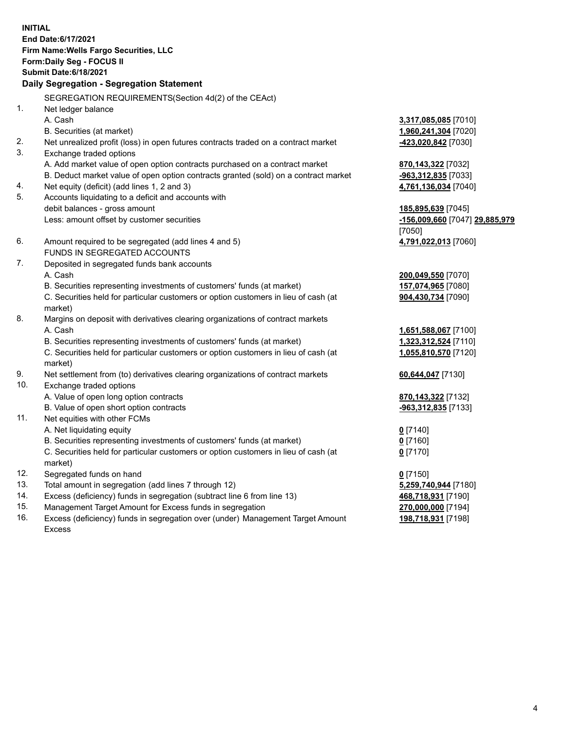**INITIAL**
**End Date:6/17/2021**
**Firm Name:Wells Fargo Securities, LLC**
**Form:Daily Seg - FOCUS II**
**Submit Date:6/18/2021**
**Daily Segregation - Segregation Statement**

SEGREGATION REQUIREMENTS(Section 4d(2) of the CEAct)

| | | |
|---|---|---|
| 1. | Net ledger balance | |
| | A. Cash | **3,317,085,085** [7010] |
| | B. Securities (at market) | **1,960,241,304** [7020] |
| 2. | Net unrealized profit (loss) in open futures contracts traded on a contract market | **-423,020,842** [7030] |
| 3. | Exchange traded options | |
| | A. Add market value of open option contracts purchased on a contract market | **870,143,322** [7032] |
| | B. Deduct market value of open option contracts granted (sold) on a contract market | **-963,312,835** [7033] |
| 4. | Net equity (deficit) (add lines 1, 2 and 3) | **4,761,136,034** [7040] |
| 5. | Accounts liquidating to a deficit and accounts with debit balances - gross amount | **185,895,639** [7045] |
| | Less: amount offset by customer securities | **-156,009,660** [7047] **29,885,979** [7050] |
| 6. | Amount required to be segregated (add lines 4 and 5) | **4,791,022,013** [7060] |
| | FUNDS IN SEGREGATED ACCOUNTS | |
| 7. | Deposited in segregated funds bank accounts | |
| | A. Cash | **200,049,550** [7070] |
| | B. Securities representing investments of customers' funds (at market) | **157,074,965** [7080] |
| | C. Securities held for particular customers or option customers in lieu of cash (at market) | **904,430,734** [7090] |
| 8. | Margins on deposit with derivatives clearing organizations of contract markets | |
| | A. Cash | **1,651,588,067** [7100] |
| | B. Securities representing investments of customers' funds (at market) | **1,323,312,524** [7110] |
| | C. Securities held for particular customers or option customers in lieu of cash (at market) | **1,055,810,570** [7120] |
| 9. | Net settlement from (to) derivatives clearing organizations of contract markets | **60,644,047** [7130] |
| 10. | Exchange traded options | |
| | A. Value of open long option contracts | **870,143,322** [7132] |
| | B. Value of open short option contracts | **-963,312,835** [7133] |
| 11. | Net equities with other FCMs | |
| | A. Net liquidating equity | **0** [7140] |
| | B. Securities representing investments of customers' funds (at market) | **0** [7160] |
| | C. Securities held for particular customers or option customers in lieu of cash (at market) | **0** [7170] |
| 12. | Segregated funds on hand | **0** [7150] |
| 13. | Total amount in segregation (add lines 7 through 12) | **5,259,740,944** [7180] |
| 14. | Excess (deficiency) funds in segregation (subtract line 6 from line 13) | **468,718,931** [7190] |
| 15. | Management Target Amount for Excess funds in segregation | **270,000,000** [7194] |
| 16. | Excess (deficiency) funds in segregation over (under) Management Target Amount Excess | **198,718,931** [7198] |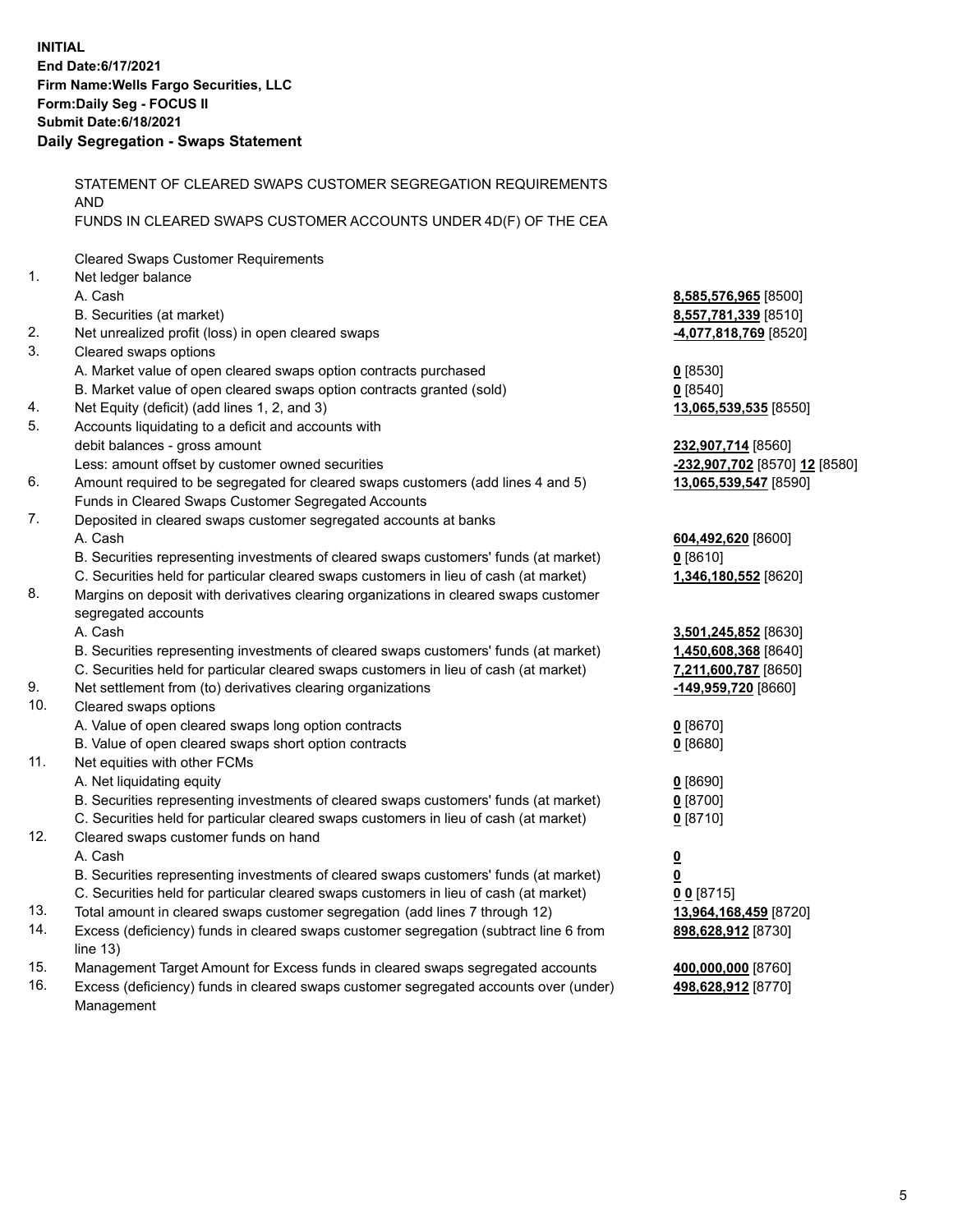**INITIAL**
**End Date:6/17/2021**
**Firm Name:Wells Fargo Securities, LLC**
**Form:Daily Seg - FOCUS II**
**Submit Date:6/18/2021**
**Daily Segregation - Swaps Statement**

STATEMENT OF CLEARED SWAPS CUSTOMER SEGREGATION REQUIREMENTS AND FUNDS IN CLEARED SWAPS CUSTOMER ACCOUNTS UNDER 4D(F) OF THE CEA

| | | |
|---|---|---|
| | Cleared Swaps Customer Requirements | |
| 1. | Net ledger balance | |
| | A. Cash | **8,585,576,965** [8500] |
| | B. Securities (at market) | **8,557,781,339** [8510] |
| 2. | Net unrealized profit (loss) in open cleared swaps | **-4,077,818,769** [8520] |
| 3. | Cleared swaps options | |
| | A. Market value of open cleared swaps option contracts purchased | **0** [8530] |
| | B. Market value of open cleared swaps option contracts granted (sold) | **0** [8540] |
| 4. | Net Equity (deficit) (add lines 1, 2, and 3) | **13,065,539,535** [8550] |
| 5. | Accounts liquidating to a deficit and accounts with debit balances - gross amount | **232,907,714** [8560] |
| | Less: amount offset by customer owned securities | **-232,907,702** [8570] **12** [8580] |
| 6. | Amount required to be segregated for cleared swaps customers (add lines 4 and 5) | **13,065,539,547** [8590] |
| | Funds in Cleared Swaps Customer Segregated Accounts | |
| 7. | Deposited in cleared swaps customer segregated accounts at banks | |
| | A. Cash | **604,492,620** [8600] |
| | B. Securities representing investments of cleared swaps customers' funds (at market) | **0** [8610] |
| | C. Securities held for particular cleared swaps customers in lieu of cash (at market) | **1,346,180,552** [8620] |
| 8. | Margins on deposit with derivatives clearing organizations in cleared swaps customer segregated accounts | |
| | A. Cash | **3,501,245,852** [8630] |
| | B. Securities representing investments of cleared swaps customers' funds (at market) | **1,450,608,368** [8640] |
| | C. Securities held for particular cleared swaps customers in lieu of cash (at market) | **7,211,600,787** [8650] |
| 9. | Net settlement from (to) derivatives clearing organizations | **-149,959,720** [8660] |
| 10. | Cleared swaps options | |
| | A. Value of open cleared swaps long option contracts | **0** [8670] |
| | B. Value of open cleared swaps short option contracts | **0** [8680] |
| 11. | Net equities with other FCMs | |
| | A. Net liquidating equity | **0** [8690] |
| | B. Securities representing investments of cleared swaps customers' funds (at market) | **0** [8700] |
| | C. Securities held for particular cleared swaps customers in lieu of cash (at market) | **0** [8710] |
| 12. | Cleared swaps customer funds on hand | |
| | A. Cash | **0** |
| | B. Securities representing investments of cleared swaps customers' funds (at market) | **0** |
| | C. Securities held for particular cleared swaps customers in lieu of cash (at market) | **0** **0** [8715] |
| 13. | Total amount in cleared swaps customer segregation (add lines 7 through 12) | **13,964,168,459** [8720] |
| 14. | Excess (deficiency) funds in cleared swaps customer segregation (subtract line 6 from line 13) | **898,628,912** [8730] |
| 15. | Management Target Amount for Excess funds in cleared swaps segregated accounts | **400,000,000** [8760] |
| 16. | Excess (deficiency) funds in cleared swaps customer segregated accounts over (under) Management | **498,628,912** [8770] |